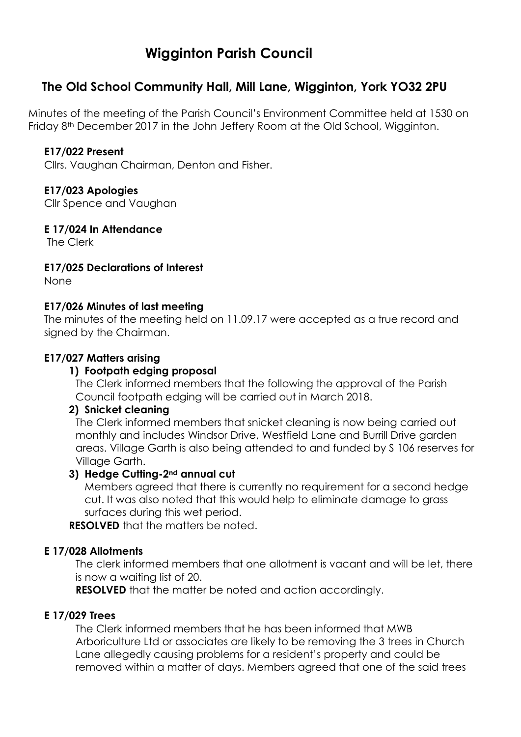# Wigginton Parish Council

## The Old School Community Hall, Mill Lane, Wigginton, York YO32 2PU

Minutes of the meeting of the Parish Council's Environment Committee held at 1530 on Friday 8th December 2017 in the John Jeffery Room at the Old School, Wigginton.

**E17/022 Present**

Cllrs. Vaughan Chairman, Denton and Fisher.

**E17/023 Apologies**

Cllr Spence and Vaughan

**E 17/024 In Attendance**

The Clerk

**E17/025 Declarations of Interest**

None

**E17/026 Minutes of last meeting**

The minutes of the meeting held on 11.09.17 were accepted as a true record and signed by the Chairman.

**E17/027 Matters arising**

1) **Footpath edging proposal**

   The Clerk informed members that the following the approval of the Parish Council footpath edging will be carried out in March 2018.

2) **Snicket cleaning**

   The Clerk informed members that snicket cleaning is now being carried out monthly and includes Windsor Drive, Westfield Lane and Burrill Drive garden areas. Village Garth is also being attended to and funded by S 106 reserves for Village Garth.

3) **Hedge Cutting-2nd annual cut**

   Members agreed that there is currently no requirement for a second hedge cut. It was also noted that this would help to eliminate damage to grass surfaces during this wet period.

**RESOLVED** that the matters be noted.

**E 17/028 Allotments**

The clerk informed members that one allotment is vacant and will be let, there is now a waiting list of 20.

**RESOLVED** that the matter be noted and action accordingly.

**E 17/029 Trees**

The Clerk informed members that he has been informed that MWB Arboriculture Ltd or associates are likely to be removing the 3 trees in Church Lane allegedly causing problems for a resident's property and could be removed within a matter of days. Members agreed that one of the said trees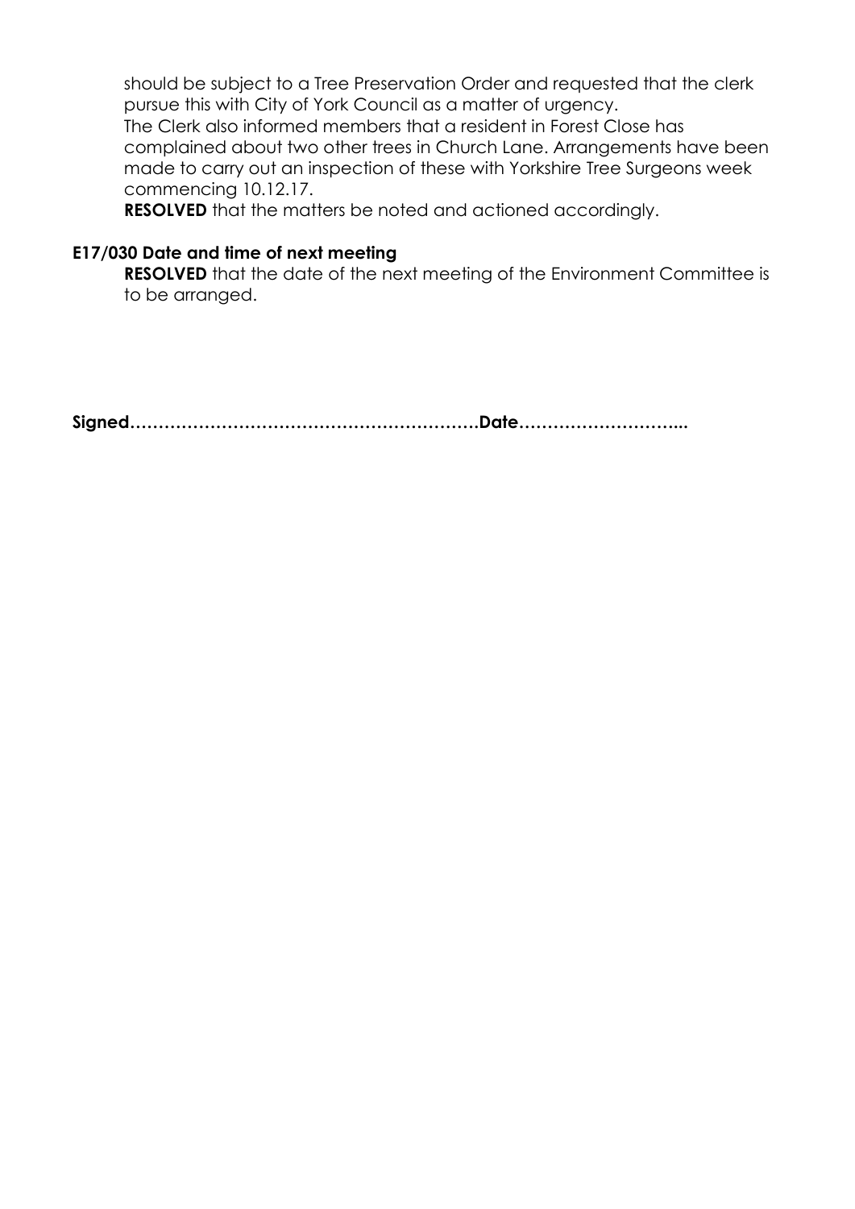should be subject to a Tree Preservation Order and requested that the clerk pursue this with City of York Council as a matter of urgency.
The Clerk also informed members that a resident in Forest Close has complained about two other trees in Church Lane. Arrangements have been made to carry out an inspection of these with Yorkshire Tree Surgeons week commencing 10.12.17.
**RESOLVED** that the matters be noted and actioned accordingly.

**E17/030 Date and time of next meeting**

**RESOLVED** that the date of the next meeting of the Environment Committee is to be arranged.

**Signed…………………………………………………….Date………………………...**